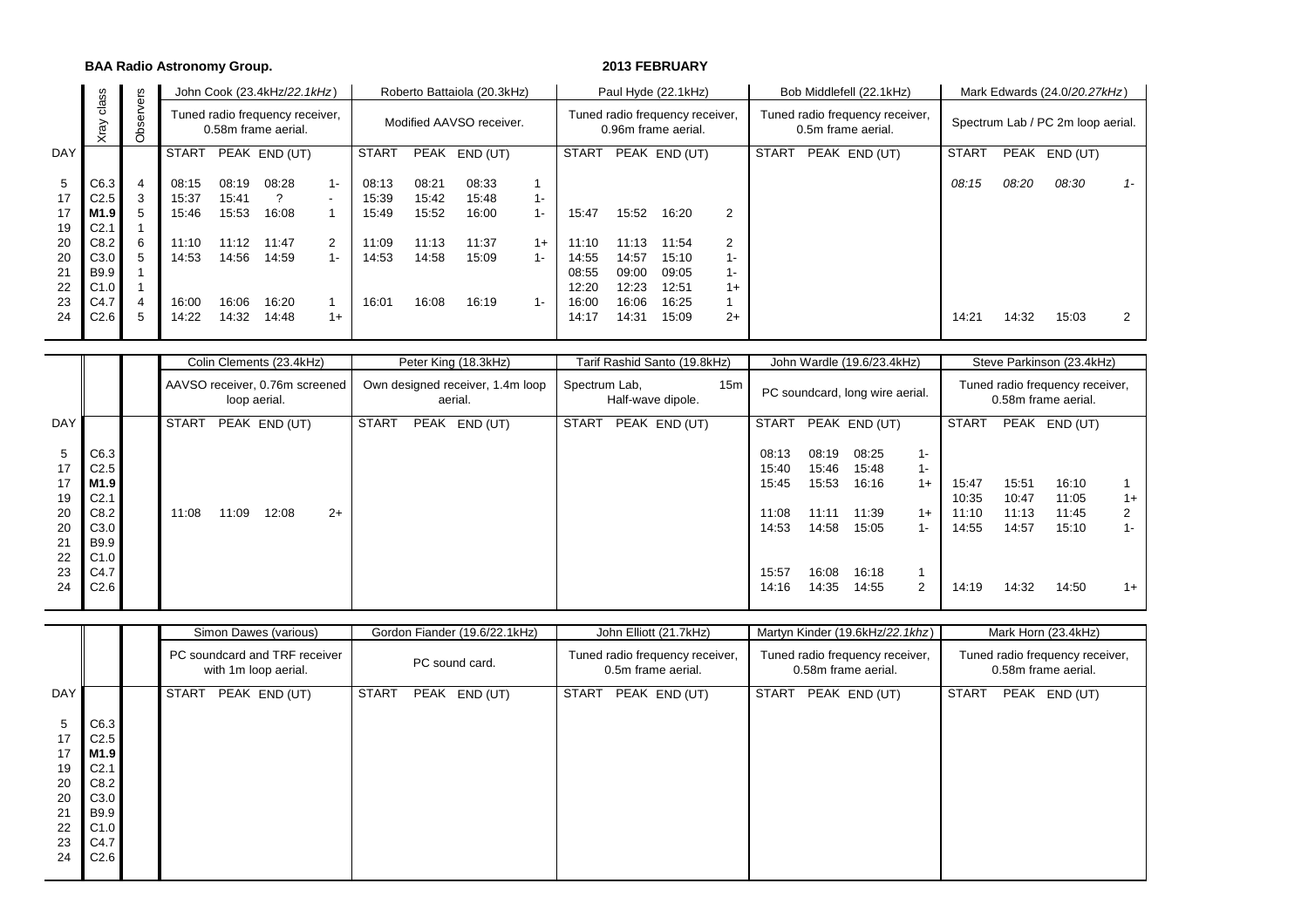**BAA Radio Astronomy Group.** **2013 FEBRUARY**

| DAY | Xray class | Observers | John Cook (23.4kHz/*22.1kHz*) Tuned radio frequency receiver, 0.58m frame aerial. | | | | Roberto Battaiola (20.3kHz) Modified AAVSO receiver. | | | | Paul Hyde (22.1kHz) Tuned radio frequency receiver, 0.96m frame aerial. | | | | Bob Middlefell (22.1kHz) Tuned radio frequency receiver, 0.5m frame aerial. | | | | Mark Edwards (24.0/*20.27kHz*) Spectrum Lab / PC 2m loop aerial. | | | |
|---|---|---|---|---|---|---|---|---|---|---|---|---|---|---|---|---|---|---|---|---|---|---|
| | | | START | PEAK | END (UT) | | START | PEAK | END (UT) | | START | PEAK | END (UT) | | START | PEAK | END (UT) | | START | PEAK | END (UT) | |
| 5 | C6.3 | 4 | 08:15 | 08:19 | 08:28 | 1- | 08:13 | 08:21 | 08:33 | 1 | | | | | | | | | *08:15* | *08:20* | *08:30* | *1-* |
| 17 | C2.5 | 3 | 15:37 | 15:41 | ? | - | 15:39 | 15:42 | 15:48 | 1- | | | | | | | | | | | | |
| 17 | **M1.9** | 5 | 15:46 | 15:53 | 16:08 | 1 | 15:49 | 15:52 | 16:00 | 1- | 15:47 | 15:52 | 16:20 | 2 | | | | | | | | |
| 19 | C2.1 | 1 | | | | | | | | | | | | | | | | | | | | |
| 20 | C8.2 | 6 | 11:10 | 11:12 | 11:47 | 2 | 11:09 | 11:13 | 11:37 | 1+ | 11:10 | 11:13 | 11:54 | 2 | | | | | | | | |
| 20 | C3.0 | 5 | 14:53 | 14:56 | 14:59 | 1- | 14:53 | 14:58 | 15:09 | 1- | 14:55 | 14:57 | 15:10 | 1- | | | | | | | | |
| 21 | B9.9 | 1 | | | | | | | | | 08:55 | 09:00 | 09:05 | 1- | | | | | | | | |
| 22 | C1.0 | 1 | | | | | | | | | 12:20 | 12:23 | 12:51 | 1+ | | | | | | | | |
| 23 | C4.7 | 4 | 16:00 | 16:06 | 16:20 | 1 | 16:01 | 16:08 | 16:19 | 1- | 16:00 | 16:06 | 16:25 | 1 | | | | | | | | |
| 24 | C2.6 | 5 | 14:22 | 14:32 | 14:48 | 1+ | | | | | 14:17 | 14:31 | 15:09 | 2+ | | | | | 14:21 | 14:32 | 15:03 | 2 |

| DAY | Xray class | Observers | Colin Clements (23.4kHz) AAVSO receiver, 0.76m screened loop aerial. | | | | Peter King (18.3kHz) Own designed receiver, 1.4m loop aerial. | | | | Tarif Rashid Santo (19.8kHz) Spectrum Lab, 15m Half-wave dipole. | | | | John Wardle (19.6/23.4kHz) PC soundcard, long wire aerial. | | | | Steve Parkinson (23.4kHz) Tuned radio frequency receiver, 0.58m frame aerial. | | | |
|---|---|---|---|---|---|---|---|---|---|---|---|---|---|---|---|---|---|---|---|---|---|---|
| | | | START | PEAK | END (UT) | | START | PEAK | END (UT) | | START | PEAK | END (UT) | | START | PEAK | END (UT) | | START | PEAK | END (UT) | |
| 5 | C6.3 | | | | | | | | | | | | | | 08:13 | 08:19 | 08:25 | 1- | | | | |
| 17 | C2.5 | | | | | | | | | | | | | | 15:40 | 15:46 | 15:48 | 1- | | | | |
| 17 | **M1.9** | | | | | | | | | | | | | | 15:45 | 15:53 | 16:16 | 1+ | 15:47 | 15:51 | 16:10 | 1 |
| 19 | C2.1 | | | | | | | | | | | | | | | | | | 10:35 | 10:47 | 11:05 | 1+ |
| 20 | C8.2 | | 11:08 | 11:09 | 12:08 | 2+ | | | | | | | | | 11:08 | 11:11 | 11:39 | 1+ | 11:10 | 11:13 | 11:45 | 2 |
| 20 | C3.0 | | | | | | | | | | | | | | 14:53 | 14:58 | 15:05 | 1- | 14:55 | 14:57 | 15:10 | 1- |
| 21 | B9.9 | | | | | | | | | | | | | | | | | | | | | |
| 22 | C1.0 | | | | | | | | | | | | | | | | | | | | | |
| 23 | C4.7 | | | | | | | | | | | | | | 15:57 | 16:08 | 16:18 | 1 | | | | |
| 24 | C2.6 | | | | | | | | | | | | | | 14:16 | 14:35 | 14:55 | 2 | 14:19 | 14:32 | 14:50 | 1+ |

| DAY | Xray class | Observers | Simon Dawes (various) PC soundcard and TRF receiver with 1m loop aerial. | | | | Gordon Fiander (19.6/22.1kHz) PC sound card. | | | | John Elliott (21.7kHz) Tuned radio frequency receiver, 0.5m frame aerial. | | | | Martyn Kinder (19.6kHz/*22.1khz*) Tuned radio frequency receiver, 0.58m frame aerial. | | | | Mark Horn (23.4kHz) Tuned radio frequency receiver, 0.58m frame aerial. | | | |
|---|---|---|---|---|---|---|---|---|---|---|---|---|---|---|---|---|---|---|---|---|---|---|
| | | | START | PEAK | END (UT) | | START | PEAK | END (UT) | | START | PEAK | END (UT) | | START | PEAK | END (UT) | | START | PEAK | END (UT) | |
| 5 | C6.3 | | | | | | | | | | | | | | | | | | | | | |
| 17 | C2.5 | | | | | | | | | | | | | | | | | | | | | |
| 17 | **M1.9** | | | | | | | | | | | | | | | | | | | | | |
| 19 | C2.1 | | | | | | | | | | | | | | | | | | | | | |
| 20 | C8.2 | | | | | | | | | | | | | | | | | | | | | |
| 20 | C3.0 | | | | | | | | | | | | | | | | | | | | | |
| 21 | B9.9 | | | | | | | | | | | | | | | | | | | | | |
| 22 | C1.0 | | | | | | | | | | | | | | | | | | | | | |
| 23 | C4.7 | | | | | | | | | | | | | | | | | | | | | |
| 24 | C2.6 | | | | | | | | | | | | | | | | | | | | | |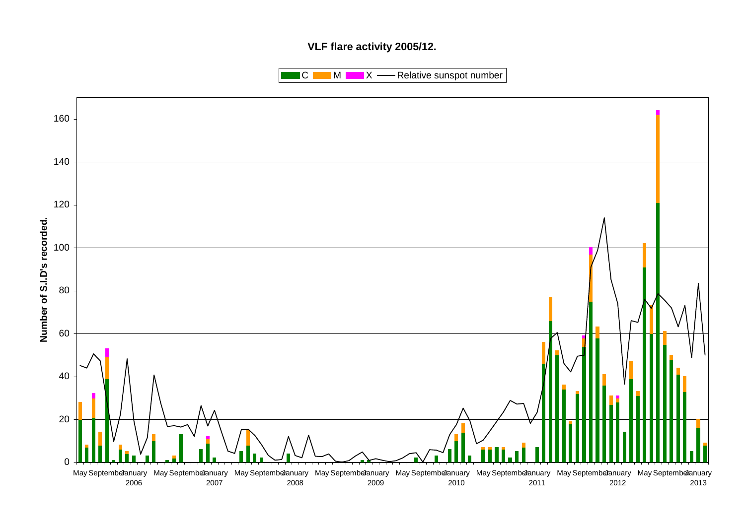**VLF flare activity 2005/12.**

C | M | X | Relative sunspot number

Number of S.I.D's recorded.

May September January 2006 May September January 2007 May September January 2008 May September January 2009 May September January 2010 May September January 2011 May September January 2012 May September January 2013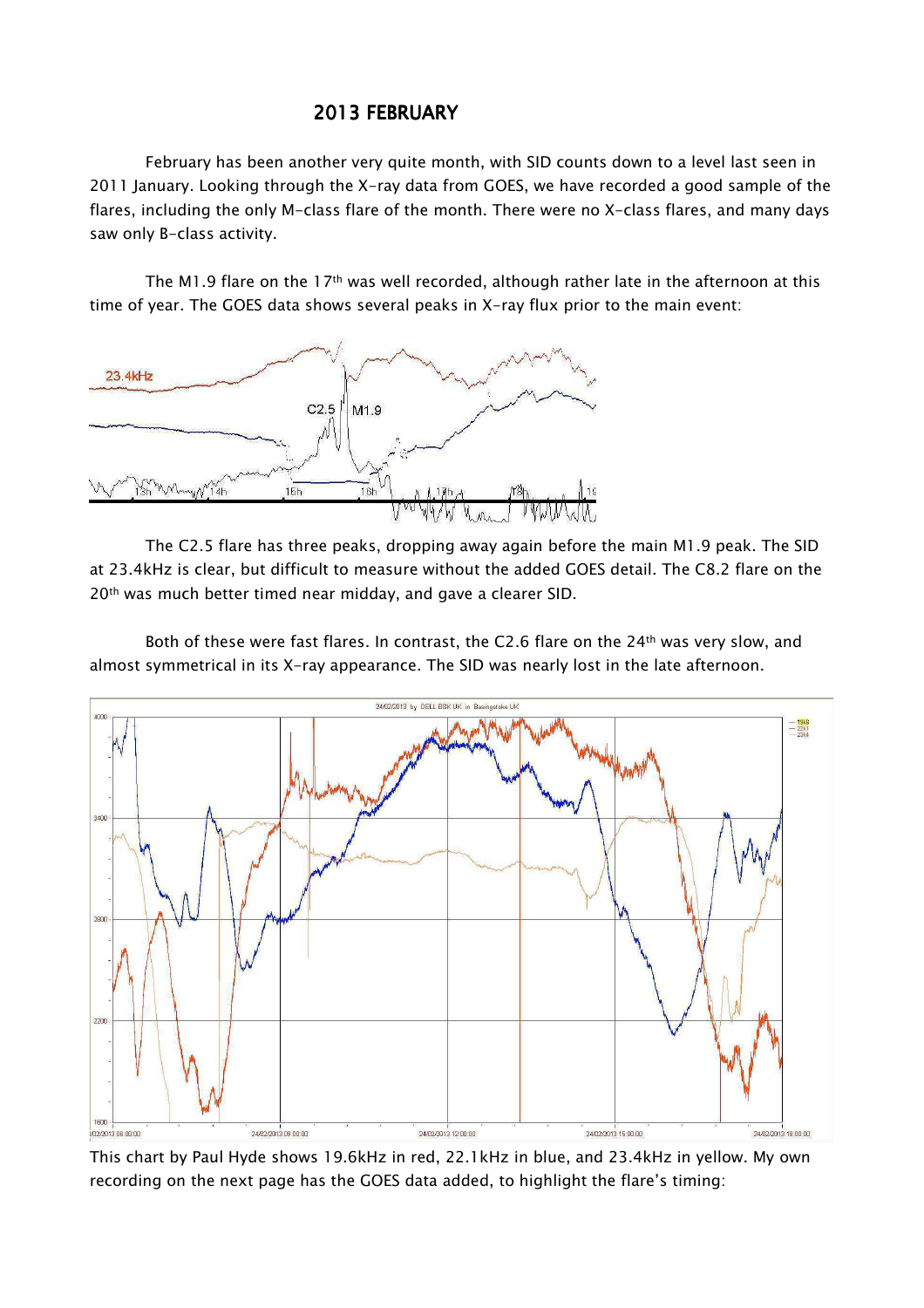## 2013 FEBRUARY

February has been another very quite month, with SID counts down to a level last seen in 2011 January. Looking through the X-ray data from GOES, we have recorded a good sample of the flares, including the only M-class flare of the month. There were no X-class flares, and many days saw only B-class activity.

The M1.9 flare on the 17th was well recorded, although rather late in the afternoon at this time of year. The GOES data shows several peaks in X-ray flux prior to the main event:

The C2.5 flare has three peaks, dropping away again before the main M1.9 peak. The SID at 23.4kHz is clear, but difficult to measure without the added GOES detail. The C8.2 flare on the 20th was much better timed near midday, and gave a clearer SID.

Both of these were fast flares. In contrast, the C2.6 flare on the 24th was very slow, and almost symmetrical in its X-ray appearance. The SID was nearly lost in the late afternoon.

This chart by Paul Hyde shows 19.6kHz in red, 22.1kHz in blue, and 23.4kHz in yellow. My own recording on the next page has the GOES data added, to highlight the flare's timing: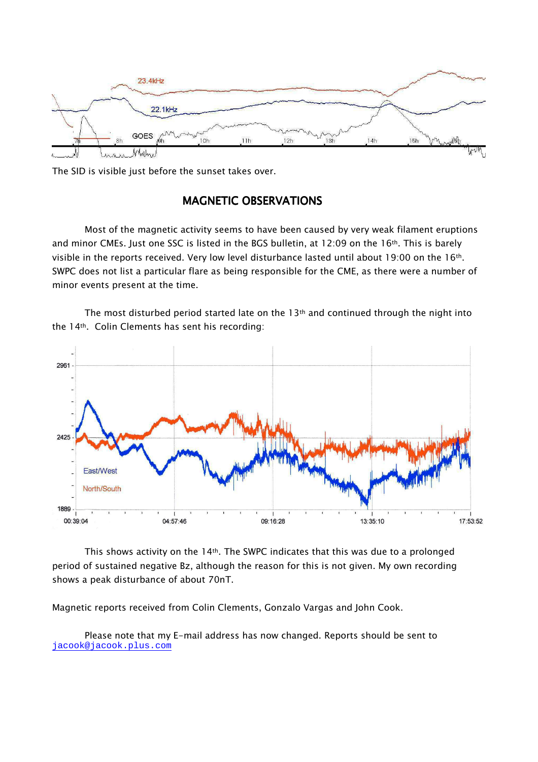The SID is visible just before the sunset takes over.

## MAGNETIC OBSERVATIONS

Most of the magnetic activity seems to have been caused by very weak filament eruptions and minor CMEs. Just one SSC is listed in the BGS bulletin, at 12:09 on the 16th. This is barely visible in the reports received. Very low level disturbance lasted until about 19:00 on the 16th. SWPC does not list a particular flare as being responsible for the CME, as there were a number of minor events present at the time.

The most disturbed period started late on the 13th and continued through the night into the 14th. Colin Clements has sent his recording:

This shows activity on the 14th. The SWPC indicates that this was due to a prolonged period of sustained negative Bz, although the reason for this is not given. My own recording shows a peak disturbance of about 70nT.

Magnetic reports received from Colin Clements, Gonzalo Vargas and John Cook.

Please note that my E-mail address has now changed. Reports should be sent to jacook@jacook.plus.com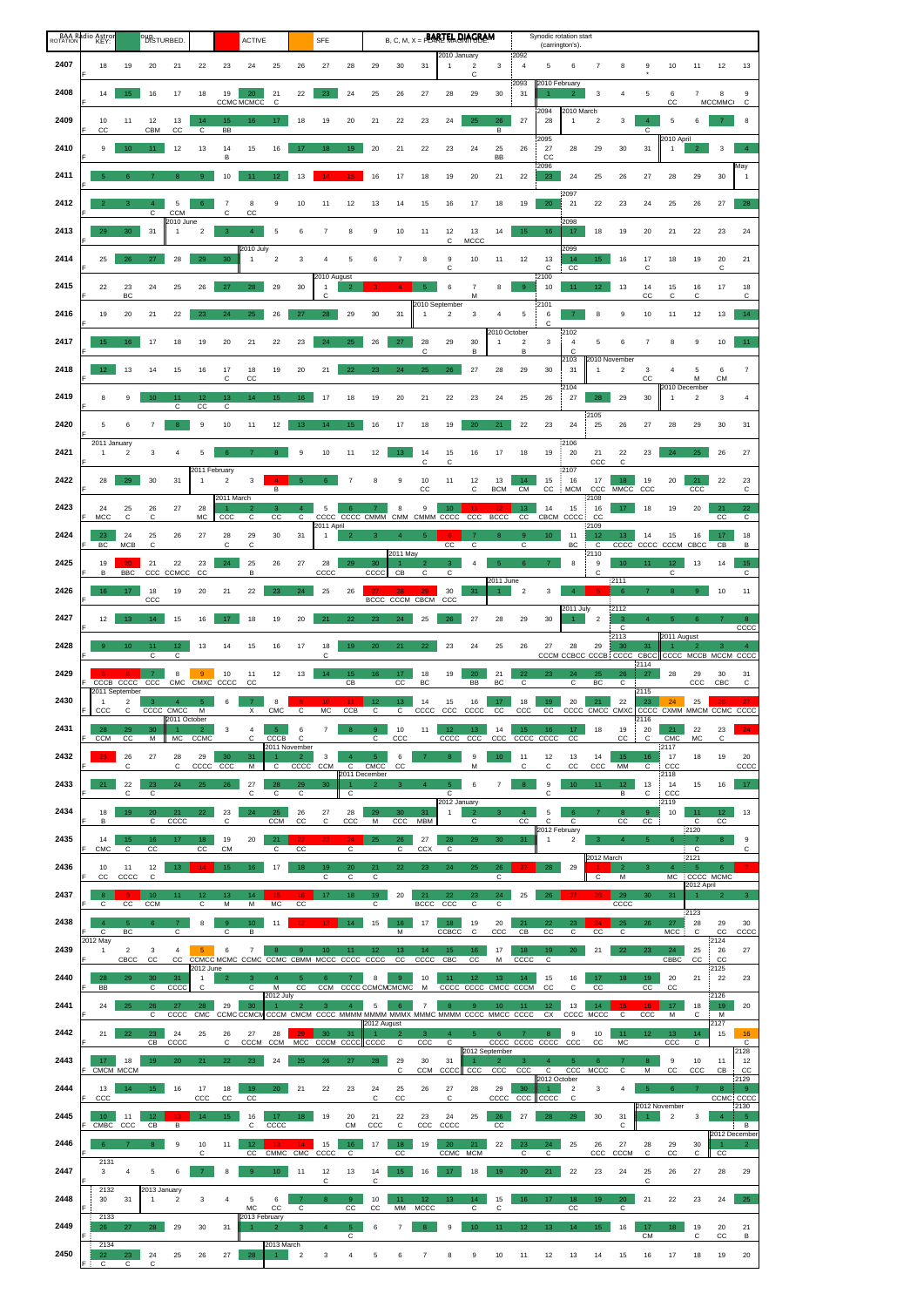BAA Radio Astron ROTATION | KEY: F | DISTURBED. | ACTIVE | SFE | B, C, M, X = FLARE MAGNITUDE. | **BARTEL DIAGRAM** | Synodic rotation start (carrington's).

| Rotation | | | | | | | | | | | | | | | | | | | | | | | | | | | |
|---|---|---|---|---|---|---|---|---|---|---|---|---|---|---|---|---|---|---|---|---|---|---|---|---|---|---|---|
| 2407 F | 18 | 19 | 20 | 21 | 22 | 23 | 24 | 25 | 26 | 27 | 28 | 29 | 30 | 31 | 2010 January 1 | 2 C | 3 | 2092 4 | 5 | 6 | 7 | 8 | 9 | 10 | 11 | 12 | 13 |
| 2408 F | 14 | 15 | 16 | 17 | 18 | 19 CCMC | 20 MCMCC | 21 C | 22 | 23 | 24 | 25 | 26 | 27 | 28 | 29 | 30 | 2093 31 | 2010 February 1 | 2 | 3 | 4 | 5 | 6 CC | 7 | 8 MCCMMC | 9 C |
| 2409 F | 10 CC | 11 | 12 CBM | 13 CC | 14 C | 15 BB | 16 | 17 | 18 | 19 | 20 | 21 | 22 | 23 | 24 | 25 | 26 B | 27 | 2094 28 | 2010 March 1 | 2 | 3 | 4 C | 5 | 6 | 7 | 8 |
| 2410 F | 9 | 10 | 11 | 12 | 13 | 14 B | 15 | 16 | 17 | 18 | 19 | 20 | 21 | 22 | 23 | 24 | 25 BB | 26 | 2095 27 CC | 28 | 29 | 30 | 31 | 2010 April 1 | 2 | 3 | 4 |
| 2411 F | 5 | 6 | 7 | 8 | 9 | 10 | 11 | 12 | 13 | 14 | 15 | 16 | 17 | 18 | 19 | 20 | 21 | 22 | 2096 23 | 24 | 25 | 26 | 27 | 28 | 29 | 30 | May 1 |
| 2412 F | 2 | 3 | 4 C | 5 CCM | 6 | 7 C | 8 CC | 9 | 10 | 11 | 12 | 13 | 14 | 15 | 16 | 17 | 18 | 19 | 20 | 2097 21 | 22 | 23 | 24 | 25 | 26 | 27 | 28 |
| 2413 F | 29 | 30 | 31 | 2010 June 1 | 2 | 3 | 4 | 5 | 6 | 7 | 8 | 9 | 10 | 11 | 12 C | 13 MCCC | 14 | 15 | 16 | 2098 17 | 18 | 19 | 20 | 21 | 22 | 23 | 24 |
| 2414 F | 25 | 26 | 27 | 28 | 29 | 30 | 2010 July 1 | 2 | 3 | 4 | 5 | 6 | 7 | 8 | 9 C | 10 | 11 | 12 | 13 C | 2099 14 CC | 15 | 16 | 17 C | 18 | 19 | 20 C | 21 |
| 2415 F | 22 | 23 BC | 24 | 25 | 26 | 27 | 28 | 29 | 30 | 2010 August 1 C | 2 | 3 | 4 | 5 | 6 | 7 M | 8 | 9 | 2100 10 | 11 | 12 | 13 | 14 CC | 15 C | 16 C | 17 | 18 C |
| 2416 F | 19 | 20 | 21 | 22 | 23 | 24 | 25 | 26 | 27 | 28 | 29 | 30 | 31 | 2010 September 1 | 2 | 3 | 4 | 5 | 2101 6 C | 7 | 8 | 9 | 10 | 11 | 12 | 13 | 14 |
| 2417 F | 15 | 16 | 17 | 18 | 19 | 20 | 21 | 22 | 23 | 24 | 25 | 26 | 27 | 28 C | 29 | 30 B | 2010 October 1 | 2 B | 3 | 2102 4 C | 5 | 6 | 7 | 8 | 9 | 10 | 11 |
| 2418 F | 12 | 13 | 14 | 15 | 16 | 17 C | 18 CC | 19 | 20 | 21 | 22 | 23 | 24 | 25 | 26 | 27 | 28 | 29 | 30 | 2103 31 | 2010 November 1 | 2 | 3 CC | 4 | 5 M | 6 CM | 7 |
| 2419 F | 8 | 9 | 10 | 11 C | 12 CC | 13 C | 14 | 15 | 16 | 17 | 18 | 19 | 20 | 21 | 22 | 23 | 24 | 25 | 26 | 2104 27 | 28 | 29 | 30 | 2010 December 1 | 2 | 3 | 4 |
| 2420 F | 5 | 6 | 7 | 8 | 9 | 10 | 11 | 12 | 13 | 14 | 15 | 16 | 17 | 18 | 19 | 20 | 21 | 22 | 23 | 24 | 2105 25 | 26 | 27 | 28 | 29 | 30 | 31 |
| 2421 F | 2011 January 1 | 2 | 3 | 4 | 5 | 6 | 7 | 8 | 9 | 10 | 11 | 12 | 13 | 14 C | 15 C | 16 | 17 | 18 | 19 | 2106 20 | 21 CCC | 22 C | 23 | 24 | 25 | 26 | 27 |
| 2422 F | 28 | 29 | 30 | 31 | 2011 February 1 | 2 | 3 | 4 B | 5 | 6 | 7 | 8 | 9 | 10 CC | 11 | 12 C | 13 BCM | 14 CM | 15 CC | 2107 16 MCM | 17 CCC | 18 MMCC | 19 CCC | 20 | 21 CCC | 22 | 23 C |
| 2423 F | 24 MCC | 25 C | 26 C | 27 | 28 MC | 2011 March 1 CCC | 2 C | 3 CC | 4 C | 5 CCCC | 6 CCCC | 7 CMMM | 8 CMM | 9 CMMM | 10 CCCC | 11 CCC | 12 BCCC | 13 CC | 14 CBCM | 15 CCCC | 2108 16 CC | 17 | 18 | 19 | 20 | 21 CC | 22 C |
| 2424 F | 23 BC | 24 MCB | 25 C | 26 | 27 | 28 C | 29 C | 30 | 31 | 2011 April 1 | 2 | 3 | 4 | 5 | 6 CC | 7 C | 8 | 9 C | 10 | 11 BC | 2109 12 C | 13 CCCC | 14 CCCC | 15 CCCM | 16 CBCC | 17 CB | 18 B |
| 2425 F | 19 B | 20 BBC | 21 CCC | 22 CCMCC | 23 CC | 24 | 25 B | 26 | 27 | 28 CCCC | 29 | 30 CCCC | 2011 May 1 CB | 2 C | 3 C | 4 | 5 | 6 | 7 | 8 | 2110 9 C | 10 | 11 | 12 C | 13 | 14 | 15 C |
| 2426 F | 16 | 17 | 18 CCC | 19 | 20 | 21 | 22 | 23 | 24 | 25 | 26 | 27 BCCC | 28 CCCM | 29 CBCM | 30 CCC | 31 | 2011 June 1 | 2 | 3 | 4 | 5 | 2111 6 | 7 | 8 | 9 | 10 | 11 |
| 2427 F | 12 | 13 | 14 | 15 | 16 | 17 | 18 | 19 | 20 | 21 | 22 | 23 | 24 | 25 | 26 | 27 | 28 | 29 | 30 | 2011 July 1 | 2 | 2112 3 C | 4 | 5 | 6 | 7 | 8 CCCC |
| 2428 F | 9 | 10 | 11 C | 12 C | 13 | 14 | 15 | 16 | 17 | 18 C | 19 | 20 | 21 | 22 | 23 | 24 | 25 | 26 | 27 | 28 CCCM | 29 CCBCC | 2113 30 CCCB | 31 CBCC | 2011 August 1 CCCC | 2 MCCB | 3 MCCM | 4 CCCC |
| 2429 F | 5 CCCB | 6 CCCC | 7 CCC | 8 CMC | 9 CMXC | 10 CCCC | 11 CC | 12 | 13 | 14 | 15 CB | 16 CC | 17 BC | 18 | 19 | 20 BB | 21 BC | 22 C | 23 | 24 C | 25 BC | 26 C | 2114 27 | 28 | 29 CCC | 30 CBC | 31 C |
| 2430 F | 2011 September 1 CCC | 2 C | 3 CCCC | 4 CMCC | 5 M | 6 | 7 X | 8 CMC | 9 C | 10 MC | 11 CCB | 12 C | 13 C | 14 CCCC | 15 CCCC | 16 CCCC | 17 CC | 18 CCC | 19 C | 20 CCCC | 21 CMCC | 22 CMXC | 2115 23 CCCC | 24 CXMM | 25 MMCM | 26 CCMC | 27 CCCC |
| 2431 F | 28 CCM | 29 CC | 30 M | 2011 October 1 MC | 2 CCMC | 3 | 4 C | 5 CCCB | 6 C | 7 | 8 | 9 | 10 CCC | 11 | 12 CCCC | 13 CCC | 14 CCC | 15 CCCC | 16 CCCC | 17 C | 18 | 2116 19 CC | 20 C | 21 CMC | 22 MC | 23 C | 24 |
| 2432 F | 25 | 26 C | 27 | 28 C | 29 CCCC | 30 CCC | 31 M | 2011 November 1 C | 2 CCCC | 3 CCM | 4 C | 5 CMCC | 6 CC | 7 | 8 M | 9 | 10 | 11 C | 12 C | 13 CC | 14 CCC | 15 MM | 16 C | 2117 17 CCC | 18 | 19 | 20 CCCC |
| 2433 F | 21 | 22 C | 23 C | 24 | 25 | 26 | 27 C | 28 C | 29 C | 30 | 2011 December 1 C | 2 | 3 | 4 | 5 C | 6 | 7 | 8 | 9 C | 10 | 11 | 12 B | 13 C | 2118 14 CCC | 15 | 16 | 17 |
| 2434 F | 18 B | 19 | 20 C | 21 CCCC | 22 | 23 C | 24 | 25 CCM | 26 CC | 27 C | 28 CCC | 29 M | 30 CCC | 31 MBM | 2012 January 1 | 2 C | 3 | 4 CC | 5 C | 6 C | 7 | 8 CC | 9 CC | 2119 10 | 11 C | 12 CC | 13 |
| 2435 F | 14 CMC | 15 C | 16 CC | 17 | 18 CC | 19 CM | 20 | 21 C | 22 CC | 23 | 24 | 25 C | 26 C | 27 CCX | 28 C | 29 | 30 | 31 | 2012 February 1 | 2 | 3 | 4 | 5 | 6 | 2120 7 C | 8 | 9 C |
| 2436 F | 10 CC | 11 CCCC | 12 C | 13 | 14 | 15 | 16 | 17 | 18 | 19 C | 20 C | 21 C | 22 | 23 | 24 | 25 | 26 C | 27 | 28 | 29 | 2012 March 1 C | 2 M | 3 | 4 MC | 2121 5 CCCC | 6 MCMC | 7 |
| 2437 F | 8 C | 9 CC | 10 CCM | 11 | 12 C | 13 M | 14 M | 15 MC | 16 CC | 17 | 18 C | 19 | 20 | 21 BCCC | 22 CCC | 23 C | 24 C | 25 | 26 | 27 | 28 | 29 CCCC | 30 | 31 | 2012 April 1 | 2 | 3 |
| 2438 F | 4 C | 5 BC | 6 | 7 C | 8 | 9 C | 10 B | 11 | 12 | 13 | 14 | 15 | 16 M | 17 | 18 CCBCC | 19 C | 20 CCC | 21 CB | 22 CC | 23 C | 24 CC | 25 C | 26 | 2123 27 MCC | 28 | 29 CC | 30 CCCC |
| 2439 F | 2012 May 1 | 2 CBCC | 3 CC | 4 CC | 5 CCMC | 6 MCMC | 7 CCMC | 8 CCMC | 9 CBMM | 10 MCCC | 11 CCCC | 12 CCCC | 13 CC | 14 CCCC | 15 CBC | 16 CC | 17 M | 18 CCCC | 19 C | 20 | 21 | 22 | 23 | 24 | 25 CBBC | 2124 26 CC | 27 CC |
| 2440 F | 28 BB | 29 | 30 C | 31 CCCC | 2012 June 1 C | 2 | 3 C | 4 M | 5 CC | 6 CCM | 7 CCCC | 8 CCMCM | 9 CMCMC | 10 M | 11 CCCC | 12 CCCC | 13 CMCC | 14 CCCM | 15 CC | 16 C | 17 CC | 18 | 19 CC | 20 CC | 21 | 2125 22 | 23 |
| 2441 F | 24 | 25 | 26 C | 27 CCCC | 28 CMC | 29 CCMC | 30 CCMCM | 2012 July 1 CCCM | 2 CMCM | 3 CCCC | 4 MMMM | 5 MMMM | 6 MMMX | 7 MMMC | 8 MMMM | 9 CCCC | 10 MMCC | 11 CCCC | 12 CX | 13 CCCC | 14 MCCC | 15 C | 16 CCC | 17 M | 18 C | 2126 19 M | 20 |
| 2442 F | 21 | 22 | 23 CB | 24 CCCC | 25 | 26 | 27 C | 28 CCCM | 29 CCM | 30 MCC | 31 CCCM | 2012 August 1 CCCC | 2 C | 3 CCC | 4 C | 5 | 6 CCCC | 7 CCCC | 8 CCCC | 9 CCC | 10 CC | 11 MC | 12 | 13 | 14 C | 2127 15 | 16 C |
| 2443 F | 17 CMCM | 18 MCCM | 19 | 20 | 21 | 22 | 23 | 24 | 25 | 26 | 27 | 28 | 29 C | 30 CCM | 31 CCCC | 2012 September 1 CCC | 2 CCC | 3 CCC | 4 C | 5 C | 6 CCC | 7 MCCC | 8 C | 9 M | 10 CC | 11 CCC | 2128 12 CB C |
| 2444 F | 13 CCC | 14 | 15 | 16 | 17 CCC | 18 CC | 19 CC | 20 | 21 | 22 | 23 | 24 C | 25 CC | 26 | 27 C | 28 | 29 CCCC | 30 CCC | 2012 October 1 CCCC | 2 C | 3 | 4 | 5 | 6 | 7 | 8 | 2129 9 CCMC CCCC |
| 2445 F | 10 CMBC | 11 CCC | 12 CB | 13 B | 14 | 15 | 16 C | 17 CCCC | 18 | 19 | 20 CM | 21 CCC | 22 C | 23 CCC | 24 CCCC | 25 | 26 CC | 27 | 28 | 29 | 30 | 31 C | 2012 November 1 | 2 | 3 | 4 C | 2130 5 B |
| 2446 F | 6 | 7 | 8 | 9 | 10 C | 11 | 12 CC | 13 CMMC | 14 CMC | 15 CCCC | 16 C | 17 | 18 CC | 19 | 20 CCMC | 21 MCM | 22 | 23 C | 24 C | 25 | 26 CCC | 27 CCCM | 28 C | 29 CC | 30 C | 2012 December 1 CC | 2 |
| 2447 F | 2131 3 | 4 | 5 | 6 | 7 | 8 | 9 | 10 | 11 | 12 C | 13 | 14 C | 15 | 16 | 17 | 18 | 19 | 20 | 21 | 22 | 23 | 24 | 25 C | 26 | 27 | 28 | 29 |
| 2448 F | 2132 30 | 31 | 2013 January 1 | 2 | 3 | 4 | 5 MC | 6 CC | 7 C | 8 | 9 CC | 10 CC | 11 MM | 12 MCCC | 13 | 14 C | 15 C | 16 | 17 | 18 CC | 19 | 20 C | 21 | 22 | 23 | 24 | 25 |
| 2449 F | 2133 26 | 27 | 28 | 29 | 30 | 31 | 2013 February 1 | 2 | 3 | 4 | 5 C | 6 | 7 | 8 | 9 | 10 | 11 | 12 | 13 | 14 | 15 | 16 | 17 CM | 18 | 19 C | 20 CC | 21 B |
| 2450 F | 2134 22 C | 23 C | 24 C | 25 | 26 | 27 | 28 | 2013 March 1 | 2 | 3 | 4 | 5 | 6 | 7 | 8 | 9 | 10 | 11 | 12 | 13 | 14 | 15 | 16 | 17 | 18 | 19 | 20 |